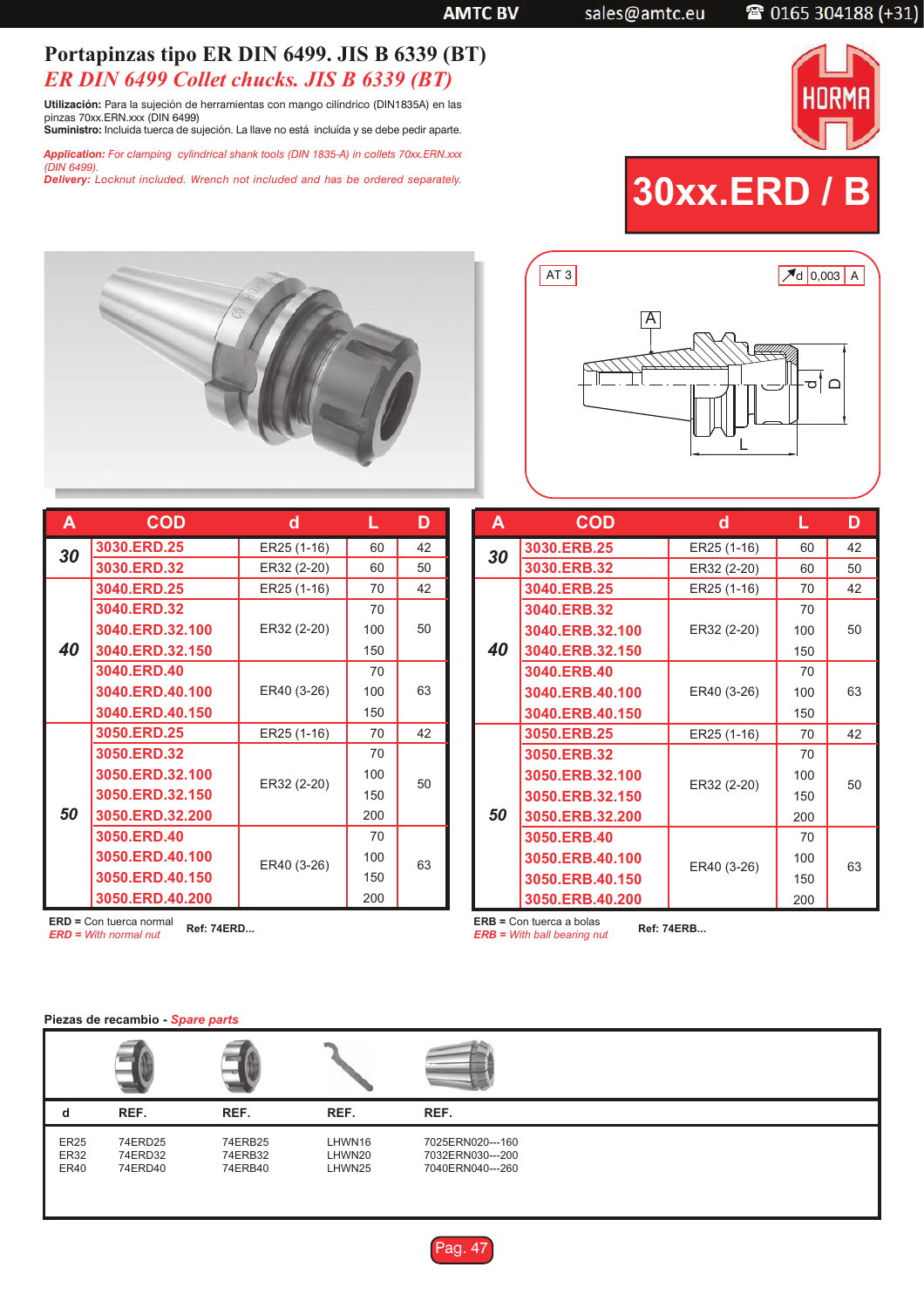# Portapinzas tipo ER DIN 6499. JIS B 6339 (BT)

## *ER DIN 6499 Collet chucks. JIS B 6339 (BT)*

**Utilización:** Para la sujeción de herramientas con mango cilíndrico (DIN1835A) en las pinzas 70xx.ERN.xxx (DIN 6499)
**Suministro:** Incluida tuerca de sujeción. La llave no está incluída y se debe pedir aparte.

*Application: For clamping cylindrical shank tools (DIN 1835-A) in collets 70xx.ERN.xxx (DIN 6499).*
*Delivery: Locknut included. Wrench not included and has be ordered separately.*

HORMA

# 30xx.ERD / B

AT 3 — ↗d 0,003 A

| A | COD | d | L | D |
|---|---|---|---|---|
| 30 | 3030.ERD.25 | ER25 (1-16) | 60 | 42 |
| | 3030.ERD.32 | ER32 (2-20) | 60 | 50 |
| 40 | 3040.ERD.25 | ER25 (1-16) | 70 | 42 |
| | 3040.ERD.32 | ER32 (2-20) | 70 | 50 |
| | 3040.ERD.32.100 | | 100 | |
| | 3040.ERD.32.150 | | 150 | |
| | 3040.ERD.40 | ER40 (3-26) | 70 | 63 |
| | 3040.ERD.40.100 | | 100 | |
| | 3040.ERD.40.150 | | 150 | |
| 50 | 3050.ERD.25 | ER25 (1-16) | 70 | 42 |
| | 3050.ERD.32 | ER32 (2-20) | 70 | 50 |
| | 3050.ERD.32.100 | | 100 | |
| | 3050.ERD.32.150 | | 150 | |
| | 3050.ERD.32.200 | | 200 | |
| | 3050.ERD.40 | ER40 (3-26) | 70 | 63 |
| | 3050.ERD.40.100 | | 100 | |
| | 3050.ERD.40.150 | | 150 | |
| | 3050.ERD.40.200 | | 200 | |

**ERD** = Con tuerca normal
*ERD = With normal nut*
**Ref: 74ERD...**

| A | COD | d | L | D |
|---|---|---|---|---|
| 30 | 3030.ERB.25 | ER25 (1-16) | 60 | 42 |
| | 3030.ERB.32 | ER32 (2-20) | 60 | 50 |
| 40 | 3040.ERB.25 | ER25 (1-16) | 70 | 42 |
| | 3040.ERB.32 | ER32 (2-20) | 70 | 50 |
| | 3040.ERB.32.100 | | 100 | |
| | 3040.ERB.32.150 | | 150 | |
| | 3040.ERB.40 | ER40 (3-26) | 70 | 63 |
| | 3040.ERB.40.100 | | 100 | |
| | 3040.ERB.40.150 | | 150 | |
| 50 | 3050.ERB.25 | ER25 (1-16) | 70 | 42 |
| | 3050.ERB.32 | ER32 (2-20) | 70 | 50 |
| | 3050.ERB.32.100 | | 100 | |
| | 3050.ERB.32.150 | | 150 | |
| | 3050.ERB.32.200 | | 200 | |
| | 3050.ERB.40 | ER40 (3-26) | 70 | 63 |
| | 3050.ERB.40.100 | | 100 | |
| | 3050.ERB.40.150 | | 150 | |
| | 3050.ERB.40.200 | | 200 | |

**ERB** = Con tuerca a bolas
*ERB = With ball bearing nut*
**Ref: 74ERB...**

**Piezas de recambio** - *Spare parts*

| d | REF. | REF. | REF. | REF. |
|---|---|---|---|---|
| ER25 | 74ERD25 | 74ERB25 | LHWN16 | 7025ERN020---160 |
| ER32 | 74ERD32 | 74ERB32 | LHWN20 | 7032ERN030---200 |
| ER40 | 74ERD40 | 74ERB40 | LHWN25 | 7040ERN040---260 |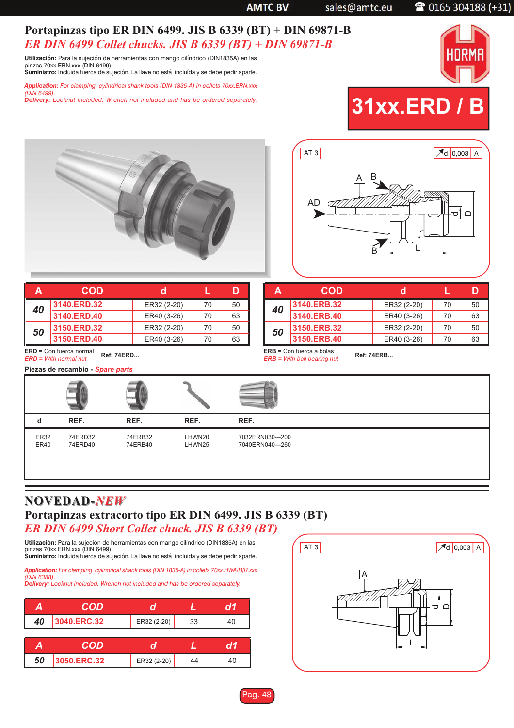# Portapinzas tipo ER DIN 6499. JIS B 6339 (BT) + DIN 69871-B

## *ER DIN 6499 Collet chucks. JIS B 6339 (BT) + DIN 69871-B*

**Utilización:** Para la sujeción de herramientas con mango cilíndrico (DIN1835A) en las pinzas 70xx.ERN.xxx (DIN 6499)
**Suministro:** Incluida tuerca de sujeción. La llave no está incluída y se debe pedir aparte.

*Application: For clamping cylindrical shank tools (DIN 1835-A) in collets 70xx.ERN.xxx (DIN 6499).*
*Delivery: Locknut included. Wrench not included and has be ordered separately.*

HORMA

**31xx.ERD / B**

AT 3

d 0,003 A

A B AD d D B L

| A | COD | d | L | D |
|---|---|---|---|---|
| 40 | 3140.ERD.32 | ER32 (2-20) | 70 | 50 |
| | 3140.ERD.40 | ER40 (3-26) | 70 | 63 |
| 50 | 3150.ERD.32 | ER32 (2-20) | 70 | 50 |
| | 3150.ERD.40 | ER40 (3-26) | 70 | 63 |

**ERD** = Con tuerca normal
*ERD = With normal nut*
**Ref: 74ERD...**

| A | COD | d | L | D |
|---|---|---|---|---|
| 40 | 3140.ERB.32 | ER32 (2-20) | 70 | 50 |
| | 3140.ERB.40 | ER40 (3-26) | 70 | 63 |
| 50 | 3150.ERB.32 | ER32 (2-20) | 70 | 50 |
| | 3150.ERB.40 | ER40 (3-26) | 70 | 63 |

**ERB** = Con tuerca a bolas
*ERB = With ball bearing nut*
**Ref: 74ERB...**

**Piezas de recambio -** *Spare parts*

| d | REF. | REF. | REF. | REF. |
|---|---|---|---|---|
| ER32 | 74ERD32 | 74ERB32 | LHWN20 | 7032ERN030---200 |
| ER40 | 74ERD40 | 74ERB40 | LHWN25 | 7040ERN040---260 |

## NOVEDAD-*NEW*

# Portapinzas extracorto tipo ER DIN 6499. JIS B 6339 (BT)

## *ER DIN 6499 Short Collet chuck. JIS B 6339 (BT)*

**Utilización:** Para la sujeción de herramientas con mango cilíndrico (DIN1835A) en las pinzas 70xx.ERN.xxx (DIN 6499)
**Suministro:** Incluida tuerca de sujeción. La llave no está incluida y se debe pedir aparte.

*Application: For clamping cylindrical shank tools (DIN 1835-A) in collets 70xx.HWA|B|R.xxx (DIN 6388).*
*Delivery: Locknut included. Wrench not included and has be ordered separately.*

AT 3

d 0,003 A

A d D L

| A | COD | d | L | d1 |
|---|---|---|---|---|
| 40 | 3040.ERC.32 | ER32 (2-20) | 33 | 40 |

| A | COD | d | L | d1 |
|---|---|---|---|---|
| 50 | 3050.ERC.32 | ER32 (2-20) | 44 | 40 |